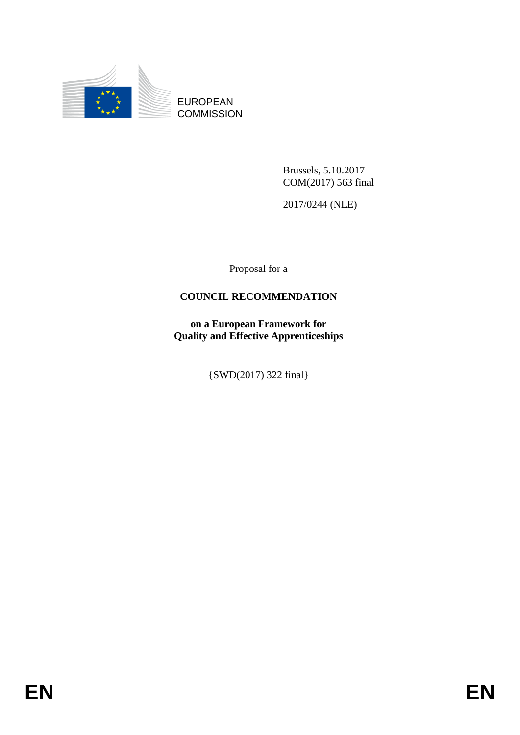EUROPEAN
COMMISSION

Brussels, 5.10.2017
COM(2017) 563 final

2017/0244 (NLE)

Proposal for a

**COUNCIL RECOMMENDATION**

**on a European Framework for
Quality and Effective Apprenticeships**

{SWD(2017) 322 final}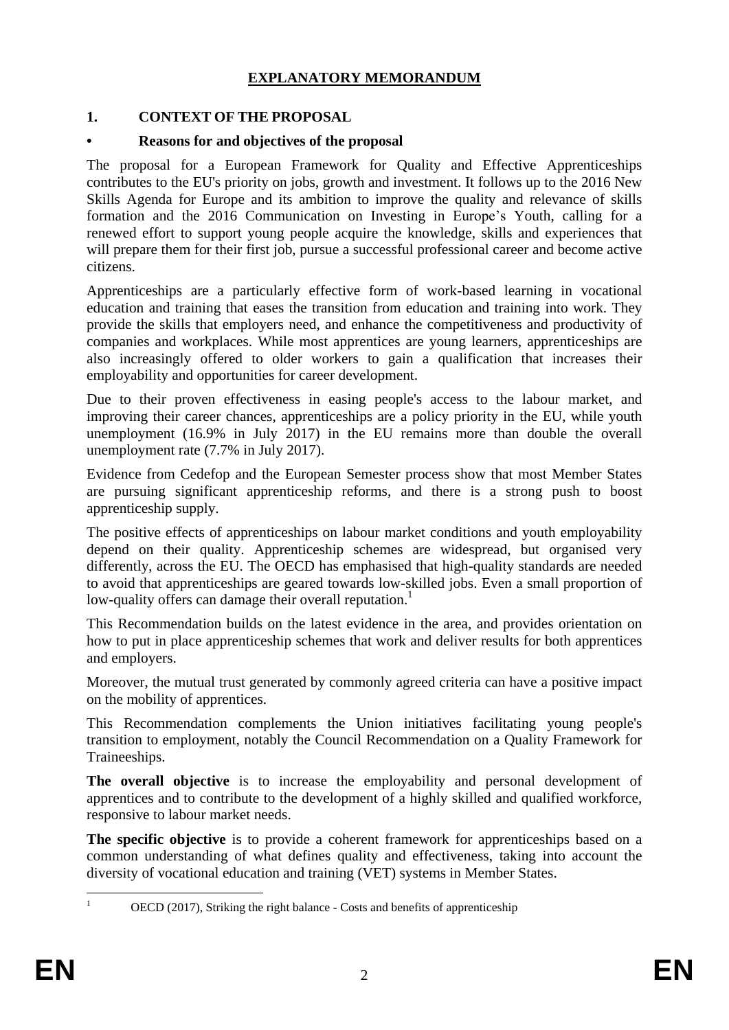# EXPLANATORY MEMORANDUM

## 1. CONTEXT OF THE PROPOSAL

### • Reasons for and objectives of the proposal

The proposal for a European Framework for Quality and Effective Apprenticeships contributes to the EU's priority on jobs, growth and investment. It follows up to the 2016 New Skills Agenda for Europe and its ambition to improve the quality and relevance of skills formation and the 2016 Communication on Investing in Europe's Youth, calling for a renewed effort to support young people acquire the knowledge, skills and experiences that will prepare them for their first job, pursue a successful professional career and become active citizens.

Apprenticeships are a particularly effective form of work-based learning in vocational education and training that eases the transition from education and training into work. They provide the skills that employers need, and enhance the competitiveness and productivity of companies and workplaces. While most apprentices are young learners, apprenticeships are also increasingly offered to older workers to gain a qualification that increases their employability and opportunities for career development.

Due to their proven effectiveness in easing people's access to the labour market, and improving their career chances, apprenticeships are a policy priority in the EU, while youth unemployment (16.9% in July 2017) in the EU remains more than double the overall unemployment rate (7.7% in July 2017).

Evidence from Cedefop and the European Semester process show that most Member States are pursuing significant apprenticeship reforms, and there is a strong push to boost apprenticeship supply.

The positive effects of apprenticeships on labour market conditions and youth employability depend on their quality. Apprenticeship schemes are widespread, but organised very differently, across the EU. The OECD has emphasised that high-quality standards are needed to avoid that apprenticeships are geared towards low-skilled jobs. Even a small proportion of low-quality offers can damage their overall reputation.[1]

This Recommendation builds on the latest evidence in the area, and provides orientation on how to put in place apprenticeship schemes that work and deliver results for both apprentices and employers.

Moreover, the mutual trust generated by commonly agreed criteria can have a positive impact on the mobility of apprentices.

This Recommendation complements the Union initiatives facilitating young people's transition to employment, notably the Council Recommendation on a Quality Framework for Traineeships.

**The overall objective** is to increase the employability and personal development of apprentices and to contribute to the development of a highly skilled and qualified workforce, responsive to labour market needs.

**The specific objective** is to provide a coherent framework for apprenticeships based on a common understanding of what defines quality and effectiveness, taking into account the diversity of vocational education and training (VET) systems in Member States.

[1] OECD (2017), Striking the right balance - Costs and benefits of apprenticeship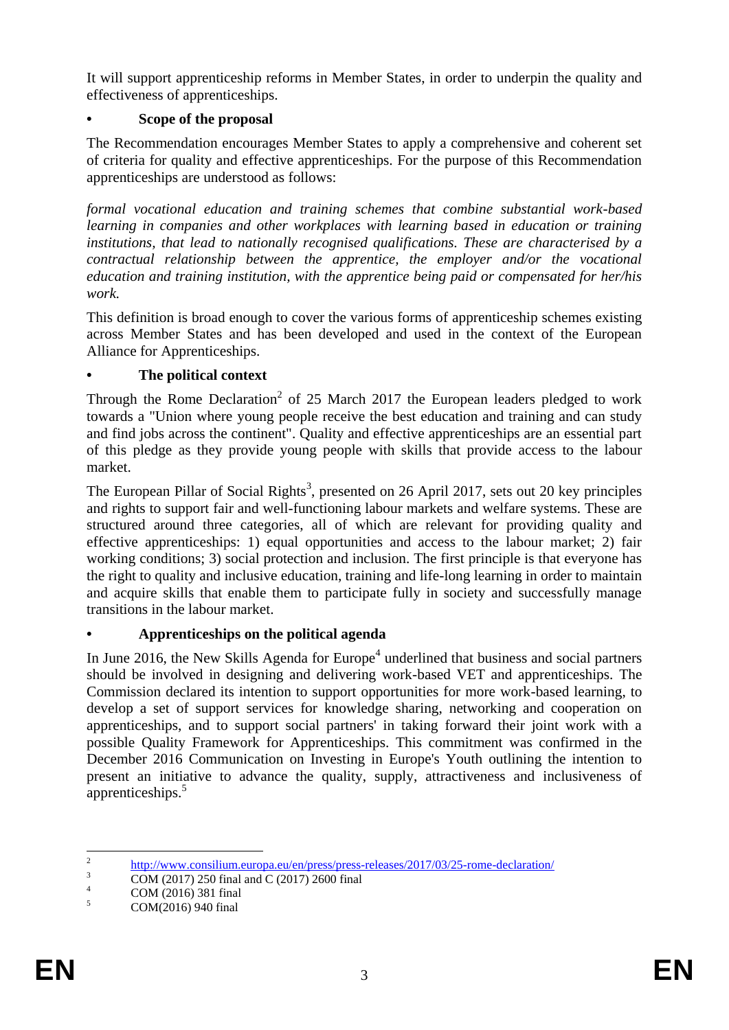It will support apprenticeship reforms in Member States, in order to underpin the quality and effectiveness of apprenticeships.

- **Scope of the proposal**

The Recommendation encourages Member States to apply a comprehensive and coherent set of criteria for quality and effective apprenticeships. For the purpose of this Recommendation apprenticeships are understood as follows:

*formal vocational education and training schemes that combine substantial work-based learning in companies and other workplaces with learning based in education or training institutions, that lead to nationally recognised qualifications. These are characterised by a contractual relationship between the apprentice, the employer and/or the vocational education and training institution, with the apprentice being paid or compensated for her/his work.*

This definition is broad enough to cover the various forms of apprenticeship schemes existing across Member States and has been developed and used in the context of the European Alliance for Apprenticeships.

- **The political context**

Through the Rome Declaration[2] of 25 March 2017 the European leaders pledged to work towards a "Union where young people receive the best education and training and can study and find jobs across the continent". Quality and effective apprenticeships are an essential part of this pledge as they provide young people with skills that provide access to the labour market.

The European Pillar of Social Rights[3], presented on 26 April 2017, sets out 20 key principles and rights to support fair and well-functioning labour markets and welfare systems. These are structured around three categories, all of which are relevant for providing quality and effective apprenticeships: 1) equal opportunities and access to the labour market; 2) fair working conditions; 3) social protection and inclusion. The first principle is that everyone has the right to quality and inclusive education, training and life-long learning in order to maintain and acquire skills that enable them to participate fully in society and successfully manage transitions in the labour market.

- **Apprenticeships on the political agenda**

In June 2016, the New Skills Agenda for Europe[4] underlined that business and social partners should be involved in designing and delivering work-based VET and apprenticeships. The Commission declared its intention to support opportunities for more work-based learning, to develop a set of support services for knowledge sharing, networking and cooperation on apprenticeships, and to support social partners' in taking forward their joint work with a possible Quality Framework for Apprenticeships. This commitment was confirmed in the December 2016 Communication on Investing in Europe's Youth outlining the intention to present an initiative to advance the quality, supply, attractiveness and inclusiveness of apprenticeships.[5]

---

[2] http://www.consilium.europa.eu/en/press/press-releases/2017/03/25-rome-declaration/

[3] COM (2017) 250 final and C (2017) 2600 final

[4] COM (2016) 381 final

[5] COM(2016) 940 final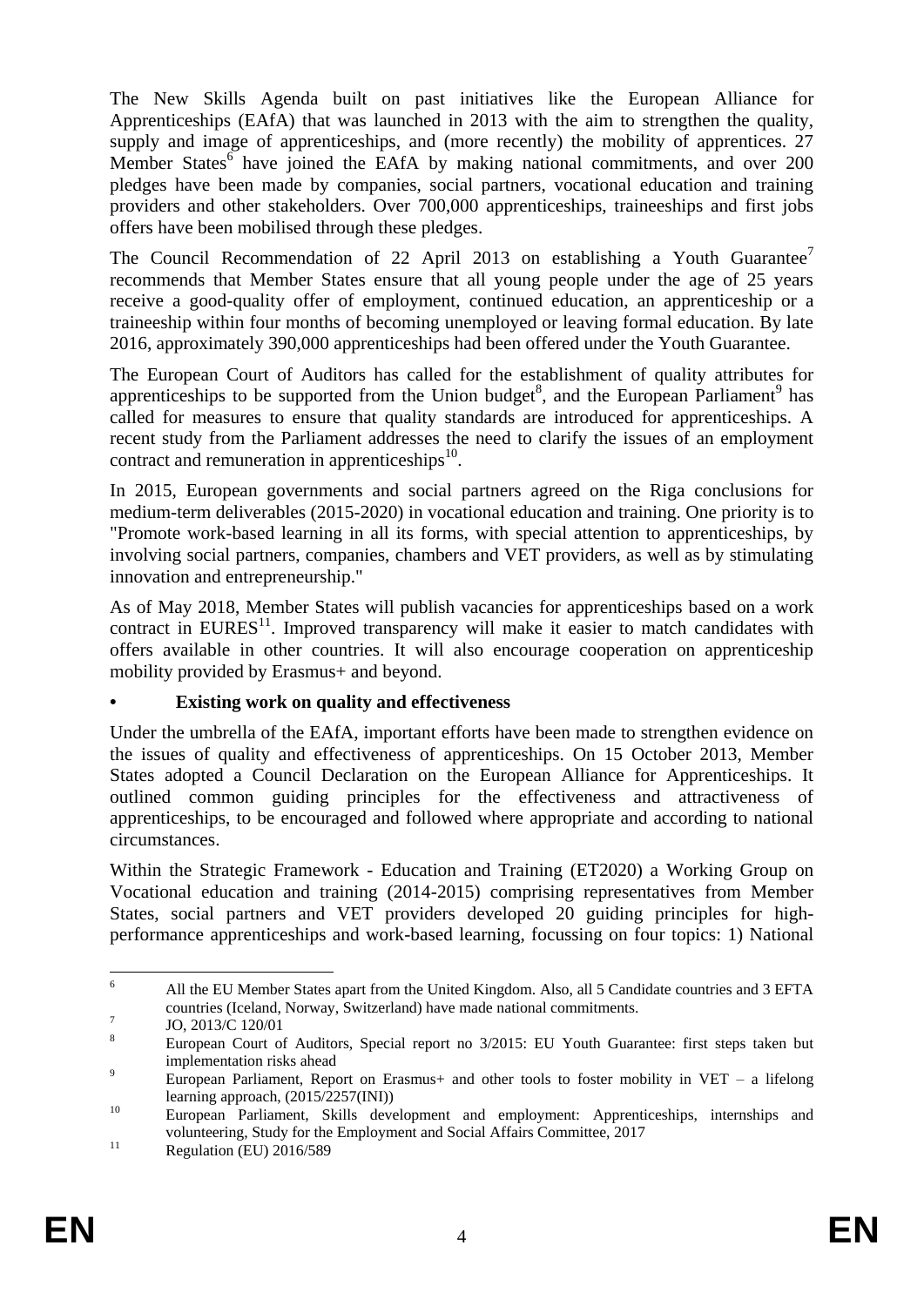The New Skills Agenda built on past initiatives like the European Alliance for Apprenticeships (EAfA) that was launched in 2013 with the aim to strengthen the quality, supply and image of apprenticeships, and (more recently) the mobility of apprentices. 27 Member States[6] have joined the EAfA by making national commitments, and over 200 pledges have been made by companies, social partners, vocational education and training providers and other stakeholders. Over 700,000 apprenticeships, traineeships and first jobs offers have been mobilised through these pledges.

The Council Recommendation of 22 April 2013 on establishing a Youth Guarantee[7] recommends that Member States ensure that all young people under the age of 25 years receive a good-quality offer of employment, continued education, an apprenticeship or a traineeship within four months of becoming unemployed or leaving formal education. By late 2016, approximately 390,000 apprenticeships had been offered under the Youth Guarantee.

The European Court of Auditors has called for the establishment of quality attributes for apprenticeships to be supported from the Union budget[8], and the European Parliament[9] has called for measures to ensure that quality standards are introduced for apprenticeships. A recent study from the Parliament addresses the need to clarify the issues of an employment contract and remuneration in apprenticeships[10].

In 2015, European governments and social partners agreed on the Riga conclusions for medium-term deliverables (2015-2020) in vocational education and training. One priority is to "Promote work-based learning in all its forms, with special attention to apprenticeships, by involving social partners, companies, chambers and VET providers, as well as by stimulating innovation and entrepreneurship."

As of May 2018, Member States will publish vacancies for apprenticeships based on a work contract in EURES[11]. Improved transparency will make it easier to match candidates with offers available in other countries. It will also encourage cooperation on apprenticeship mobility provided by Erasmus+ and beyond.

- **Existing work on quality and effectiveness**

Under the umbrella of the EAfA, important efforts have been made to strengthen evidence on the issues of quality and effectiveness of apprenticeships. On 15 October 2013, Member States adopted a Council Declaration on the European Alliance for Apprenticeships. It outlined common guiding principles for the effectiveness and attractiveness of apprenticeships, to be encouraged and followed where appropriate and according to national circumstances.

Within the Strategic Framework - Education and Training (ET2020) a Working Group on Vocational education and training (2014-2015) comprising representatives from Member States, social partners and VET providers developed 20 guiding principles for high-performance apprenticeships and work-based learning, focussing on four topics: 1) National

---

[6] All the EU Member States apart from the United Kingdom. Also, all 5 Candidate countries and 3 EFTA countries (Iceland, Norway, Switzerland) have made national commitments.

[7] JO, 2013/C 120/01

[8] European Court of Auditors, Special report no 3/2015: EU Youth Guarantee: first steps taken but implementation risks ahead

[9] European Parliament, Report on Erasmus+ and other tools to foster mobility in VET – a lifelong learning approach, (2015/2257(INI))

[10] European Parliament, Skills development and employment: Apprenticeships, internships and volunteering, Study for the Employment and Social Affairs Committee, 2017

[11] Regulation (EU) 2016/589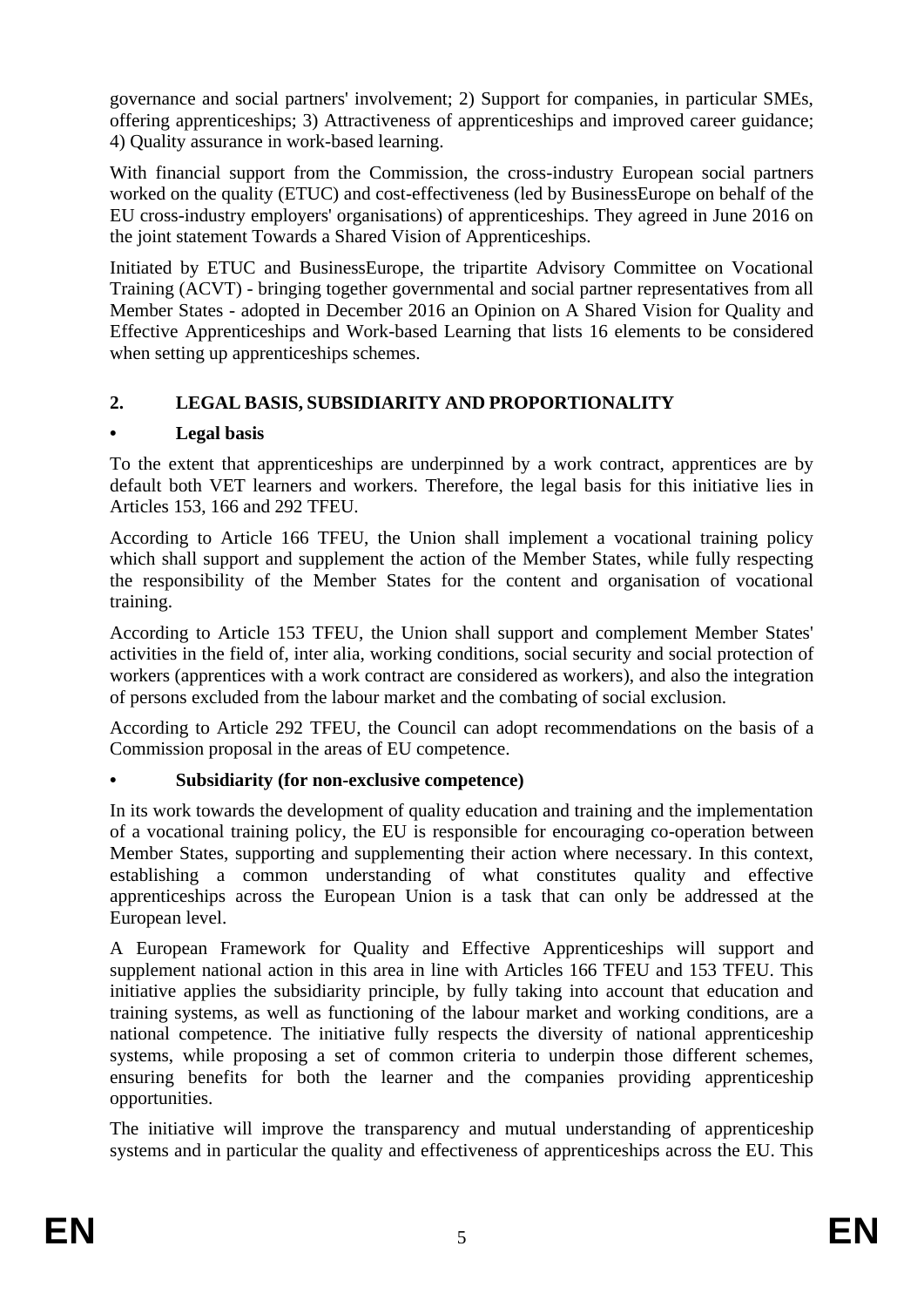governance and social partners' involvement; 2) Support for companies, in particular SMEs, offering apprenticeships; 3) Attractiveness of apprenticeships and improved career guidance; 4) Quality assurance in work-based learning.

With financial support from the Commission, the cross-industry European social partners worked on the quality (ETUC) and cost-effectiveness (led by BusinessEurope on behalf of the EU cross-industry employers' organisations) of apprenticeships. They agreed in June 2016 on the joint statement Towards a Shared Vision of Apprenticeships.

Initiated by ETUC and BusinessEurope, the tripartite Advisory Committee on Vocational Training (ACVT) - bringing together governmental and social partner representatives from all Member States - adopted in December 2016 an Opinion on A Shared Vision for Quality and Effective Apprenticeships and Work-based Learning that lists 16 elements to be considered when setting up apprenticeships schemes.

## 2. LEGAL BASIS, SUBSIDIARITY AND PROPORTIONALITY

### • Legal basis

To the extent that apprenticeships are underpinned by a work contract, apprentices are by default both VET learners and workers. Therefore, the legal basis for this initiative lies in Articles 153, 166 and 292 TFEU.

According to Article 166 TFEU, the Union shall implement a vocational training policy which shall support and supplement the action of the Member States, while fully respecting the responsibility of the Member States for the content and organisation of vocational training.

According to Article 153 TFEU, the Union shall support and complement Member States' activities in the field of, inter alia, working conditions, social security and social protection of workers (apprentices with a work contract are considered as workers), and also the integration of persons excluded from the labour market and the combating of social exclusion.

According to Article 292 TFEU, the Council can adopt recommendations on the basis of a Commission proposal in the areas of EU competence.

### • Subsidiarity (for non-exclusive competence)

In its work towards the development of quality education and training and the implementation of a vocational training policy, the EU is responsible for encouraging co-operation between Member States, supporting and supplementing their action where necessary. In this context, establishing a common understanding of what constitutes quality and effective apprenticeships across the European Union is a task that can only be addressed at the European level.

A European Framework for Quality and Effective Apprenticeships will support and supplement national action in this area in line with Articles 166 TFEU and 153 TFEU. This initiative applies the subsidiarity principle, by fully taking into account that education and training systems, as well as functioning of the labour market and working conditions, are a national competence. The initiative fully respects the diversity of national apprenticeship systems, while proposing a set of common criteria to underpin those different schemes, ensuring benefits for both the learner and the companies providing apprenticeship opportunities.

The initiative will improve the transparency and mutual understanding of apprenticeship systems and in particular the quality and effectiveness of apprenticeships across the EU. This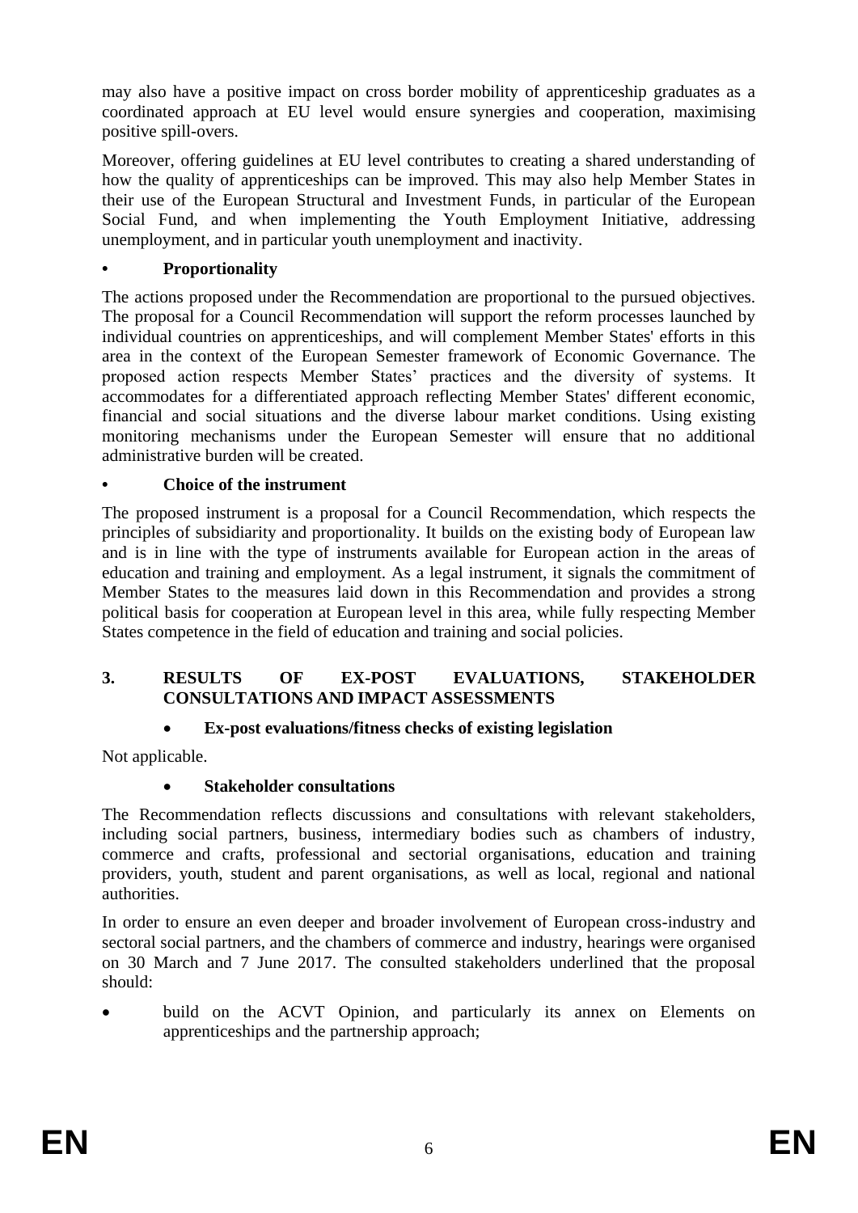may also have a positive impact on cross border mobility of apprenticeship graduates as a coordinated approach at EU level would ensure synergies and cooperation, maximising positive spill-overs.

Moreover, offering guidelines at EU level contributes to creating a shared understanding of how the quality of apprenticeships can be improved. This may also help Member States in their use of the European Structural and Investment Funds, in particular of the European Social Fund, and when implementing the Youth Employment Initiative, addressing unemployment, and in particular youth unemployment and inactivity.

- **Proportionality**

The actions proposed under the Recommendation are proportional to the pursued objectives. The proposal for a Council Recommendation will support the reform processes launched by individual countries on apprenticeships, and will complement Member States' efforts in this area in the context of the European Semester framework of Economic Governance. The proposed action respects Member States' practices and the diversity of systems. It accommodates for a differentiated approach reflecting Member States' different economic, financial and social situations and the diverse labour market conditions. Using existing monitoring mechanisms under the European Semester will ensure that no additional administrative burden will be created.

- **Choice of the instrument**

The proposed instrument is a proposal for a Council Recommendation, which respects the principles of subsidiarity and proportionality. It builds on the existing body of European law and is in line with the type of instruments available for European action in the areas of education and training and employment. As a legal instrument, it signals the commitment of Member States to the measures laid down in this Recommendation and provides a strong political basis for cooperation at European level in this area, while fully respecting Member States competence in the field of education and training and social policies.

## 3. RESULTS OF EX-POST EVALUATIONS, STAKEHOLDER CONSULTATIONS AND IMPACT ASSESSMENTS

- **Ex-post evaluations/fitness checks of existing legislation**

Not applicable.

- **Stakeholder consultations**

The Recommendation reflects discussions and consultations with relevant stakeholders, including social partners, business, intermediary bodies such as chambers of industry, commerce and crafts, professional and sectorial organisations, education and training providers, youth, student and parent organisations, as well as local, regional and national authorities.

In order to ensure an even deeper and broader involvement of European cross-industry and sectoral social partners, and the chambers of commerce and industry, hearings were organised on 30 March and 7 June 2017. The consulted stakeholders underlined that the proposal should:

- build on the ACVT Opinion, and particularly its annex on Elements on apprenticeships and the partnership approach;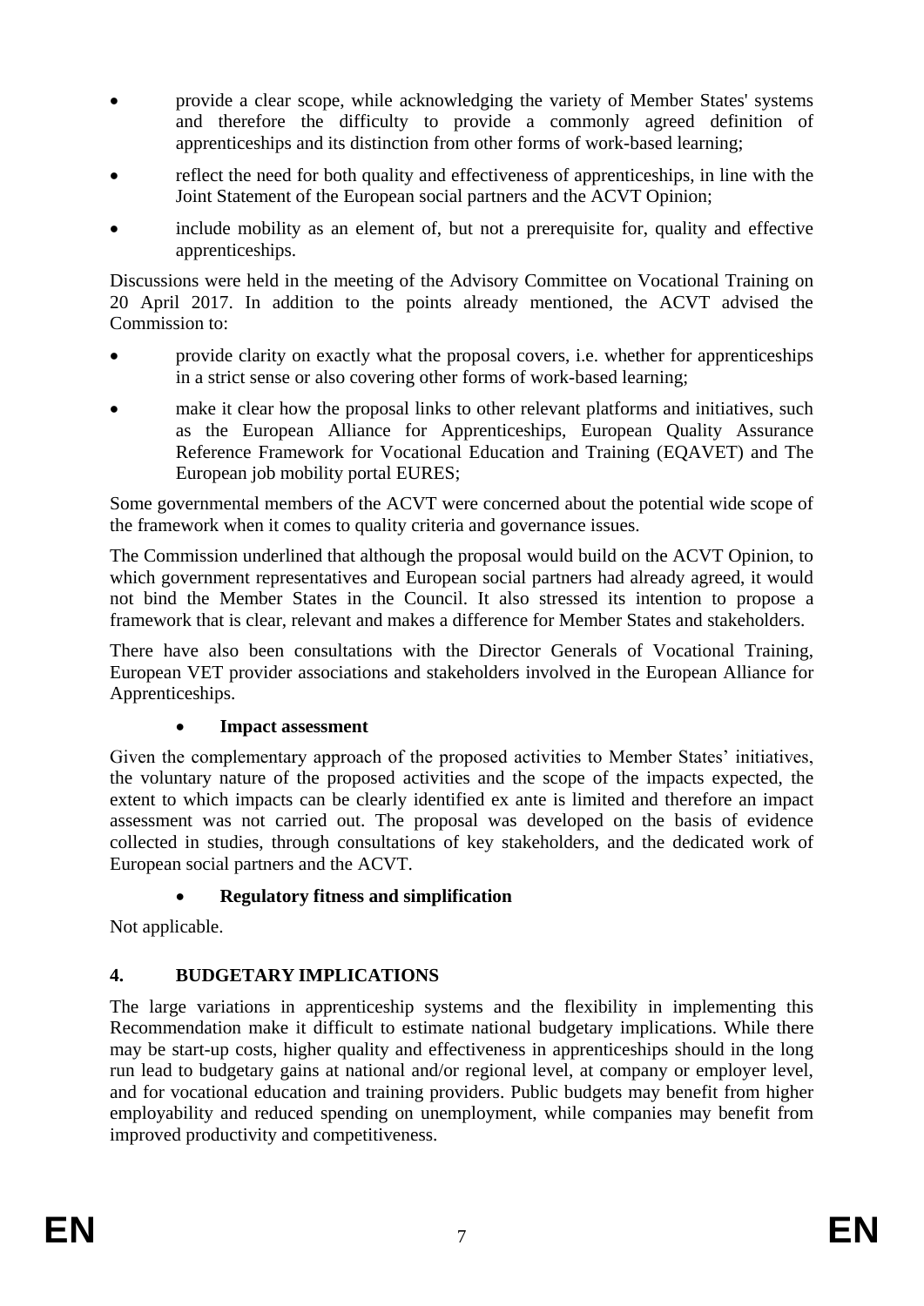- provide a clear scope, while acknowledging the variety of Member States' systems and therefore the difficulty to provide a commonly agreed definition of apprenticeships and its distinction from other forms of work-based learning;
- reflect the need for both quality and effectiveness of apprenticeships, in line with the Joint Statement of the European social partners and the ACVT Opinion;
- include mobility as an element of, but not a prerequisite for, quality and effective apprenticeships.

Discussions were held in the meeting of the Advisory Committee on Vocational Training on 20 April 2017. In addition to the points already mentioned, the ACVT advised the Commission to:

- provide clarity on exactly what the proposal covers, i.e. whether for apprenticeships in a strict sense or also covering other forms of work-based learning;
- make it clear how the proposal links to other relevant platforms and initiatives, such as the European Alliance for Apprenticeships, European Quality Assurance Reference Framework for Vocational Education and Training (EQAVET) and The European job mobility portal EURES;

Some governmental members of the ACVT were concerned about the potential wide scope of the framework when it comes to quality criteria and governance issues.

The Commission underlined that although the proposal would build on the ACVT Opinion, to which government representatives and European social partners had already agreed, it would not bind the Member States in the Council. It also stressed its intention to propose a framework that is clear, relevant and makes a difference for Member States and stakeholders.

There have also been consultations with the Director Generals of Vocational Training, European VET provider associations and stakeholders involved in the European Alliance for Apprenticeships.

- **Impact assessment**

Given the complementary approach of the proposed activities to Member States' initiatives, the voluntary nature of the proposed activities and the scope of the impacts expected, the extent to which impacts can be clearly identified ex ante is limited and therefore an impact assessment was not carried out. The proposal was developed on the basis of evidence collected in studies, through consultations of key stakeholders, and the dedicated work of European social partners and the ACVT.

- **Regulatory fitness and simplification**

Not applicable.

## 4. BUDGETARY IMPLICATIONS

The large variations in apprenticeship systems and the flexibility in implementing this Recommendation make it difficult to estimate national budgetary implications. While there may be start-up costs, higher quality and effectiveness in apprenticeships should in the long run lead to budgetary gains at national and/or regional level, at company or employer level, and for vocational education and training providers. Public budgets may benefit from higher employability and reduced spending on unemployment, while companies may benefit from improved productivity and competitiveness.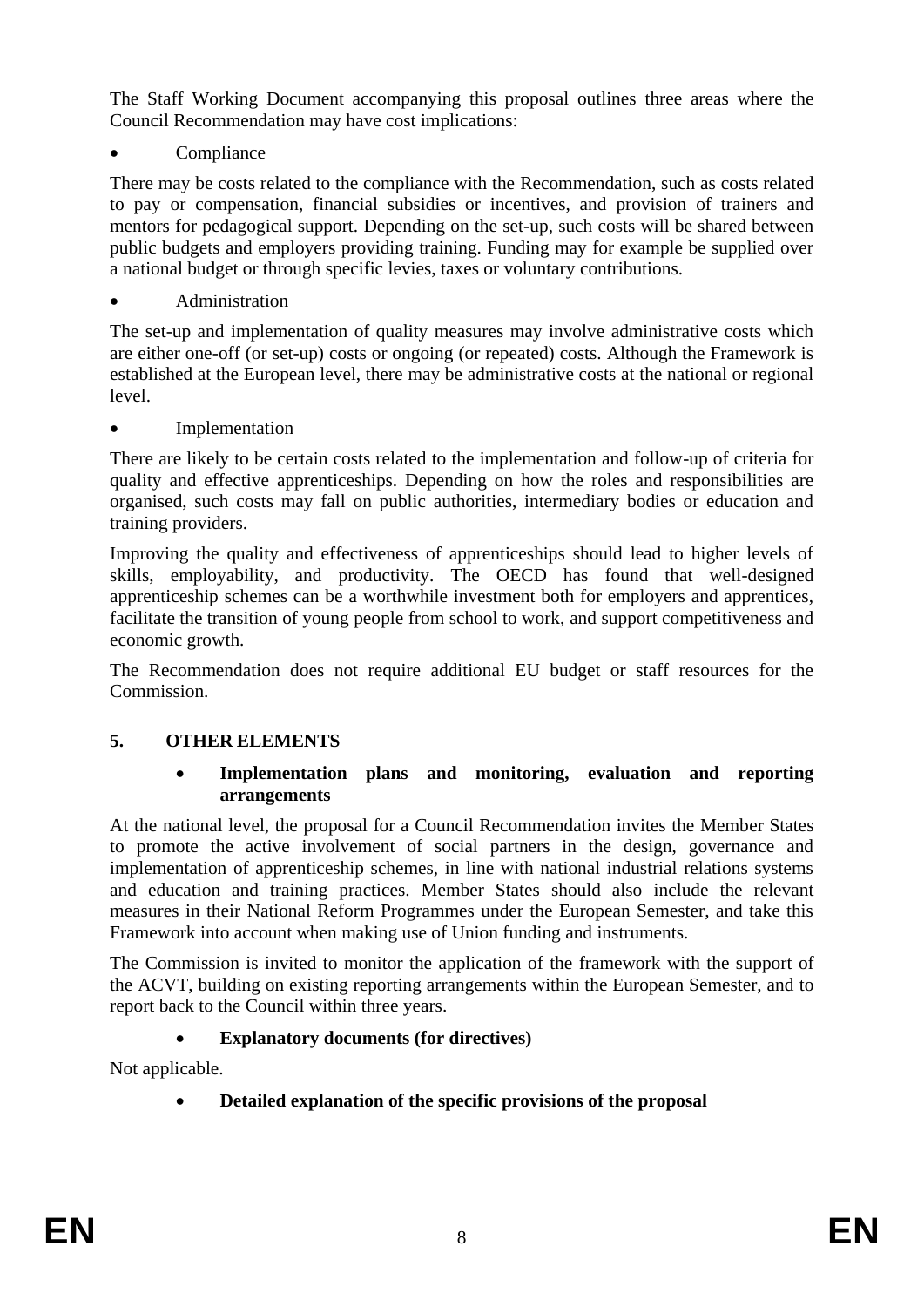The Staff Working Document accompanying this proposal outlines three areas where the Council Recommendation may have cost implications:

- Compliance

There may be costs related to the compliance with the Recommendation, such as costs related to pay or compensation, financial subsidies or incentives, and provision of trainers and mentors for pedagogical support. Depending on the set-up, such costs will be shared between public budgets and employers providing training. Funding may for example be supplied over a national budget or through specific levies, taxes or voluntary contributions.

- Administration

The set-up and implementation of quality measures may involve administrative costs which are either one-off (or set-up) costs or ongoing (or repeated) costs. Although the Framework is established at the European level, there may be administrative costs at the national or regional level.

- Implementation

There are likely to be certain costs related to the implementation and follow-up of criteria for quality and effective apprenticeships. Depending on how the roles and responsibilities are organised, such costs may fall on public authorities, intermediary bodies or education and training providers.

Improving the quality and effectiveness of apprenticeships should lead to higher levels of skills, employability, and productivity. The OECD has found that well-designed apprenticeship schemes can be a worthwhile investment both for employers and apprentices, facilitate the transition of young people from school to work, and support competitiveness and economic growth.

The Recommendation does not require additional EU budget or staff resources for the Commission.

## 5. OTHER ELEMENTS

- **Implementation plans and monitoring, evaluation and reporting arrangements**

At the national level, the proposal for a Council Recommendation invites the Member States to promote the active involvement of social partners in the design, governance and implementation of apprenticeship schemes, in line with national industrial relations systems and education and training practices. Member States should also include the relevant measures in their National Reform Programmes under the European Semester, and take this Framework into account when making use of Union funding and instruments.

The Commission is invited to monitor the application of the framework with the support of the ACVT, building on existing reporting arrangements within the European Semester, and to report back to the Council within three years.

- **Explanatory documents (for directives)**

Not applicable.

- **Detailed explanation of the specific provisions of the proposal**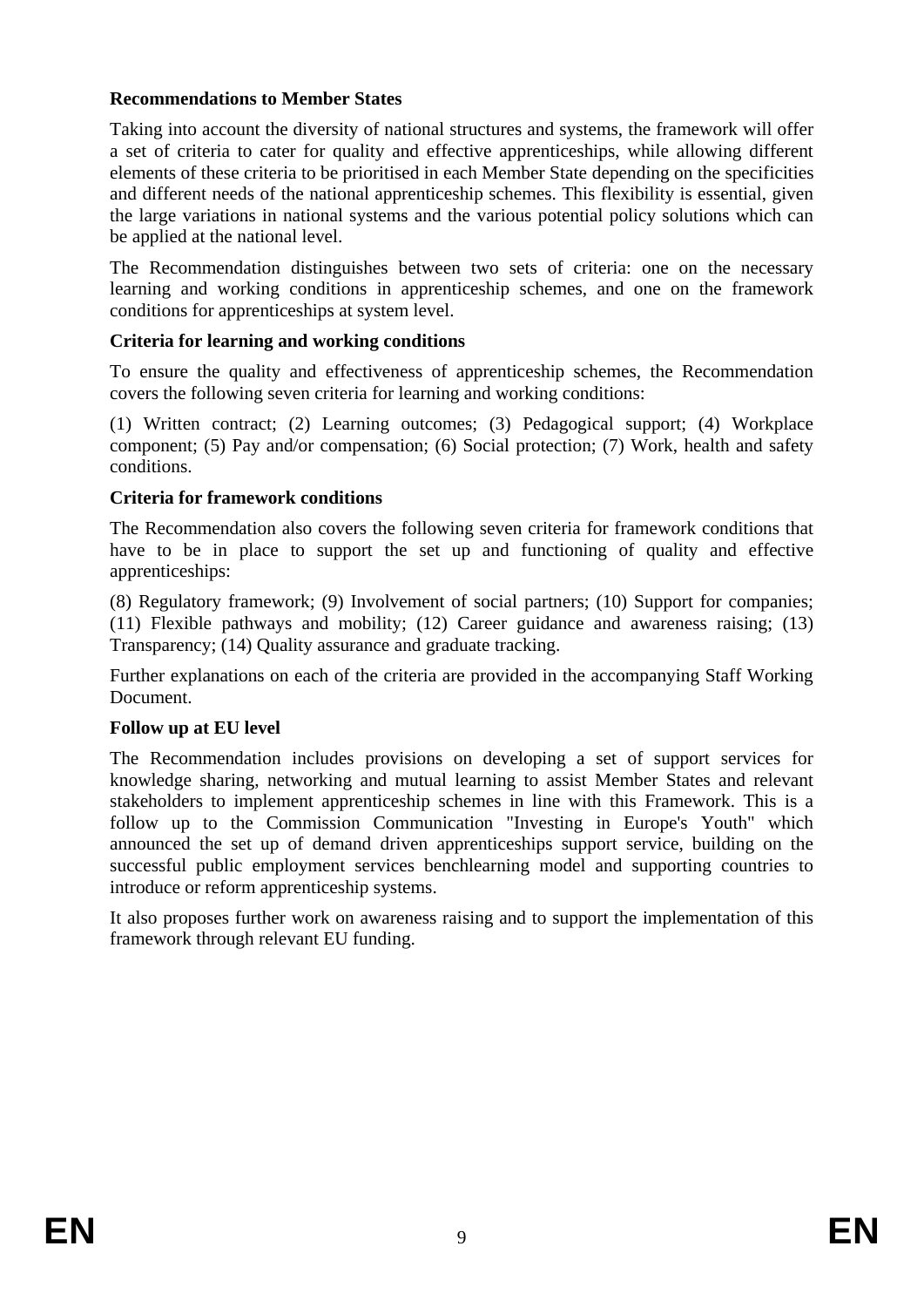**Recommendations to Member States**

Taking into account the diversity of national structures and systems, the framework will offer a set of criteria to cater for quality and effective apprenticeships, while allowing different elements of these criteria to be prioritised in each Member State depending on the specificities and different needs of the national apprenticeship schemes. This flexibility is essential, given the large variations in national systems and the various potential policy solutions which can be applied at the national level.

The Recommendation distinguishes between two sets of criteria: one on the necessary learning and working conditions in apprenticeship schemes, and one on the framework conditions for apprenticeships at system level.

**Criteria for learning and working conditions**

To ensure the quality and effectiveness of apprenticeship schemes, the Recommendation covers the following seven criteria for learning and working conditions:

(1) Written contract; (2) Learning outcomes; (3) Pedagogical support; (4) Workplace component; (5) Pay and/or compensation; (6) Social protection; (7) Work, health and safety conditions.

**Criteria for framework conditions**

The Recommendation also covers the following seven criteria for framework conditions that have to be in place to support the set up and functioning of quality and effective apprenticeships:

(8) Regulatory framework; (9) Involvement of social partners; (10) Support for companies; (11) Flexible pathways and mobility; (12) Career guidance and awareness raising; (13) Transparency; (14) Quality assurance and graduate tracking.

Further explanations on each of the criteria are provided in the accompanying Staff Working Document.

**Follow up at EU level**

The Recommendation includes provisions on developing a set of support services for knowledge sharing, networking and mutual learning to assist Member States and relevant stakeholders to implement apprenticeship schemes in line with this Framework. This is a follow up to the Commission Communication "Investing in Europe's Youth" which announced the set up of demand driven apprenticeships support service, building on the successful public employment services benchlearning model and supporting countries to introduce or reform apprenticeship systems.

It also proposes further work on awareness raising and to support the implementation of this framework through relevant EU funding.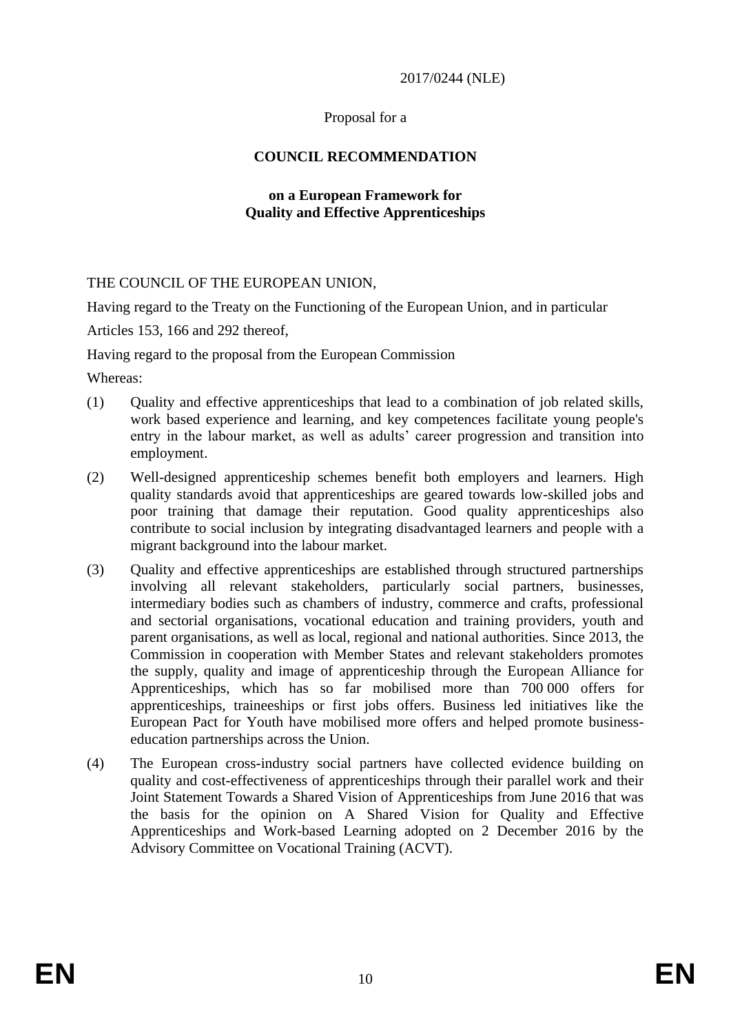2017/0244 (NLE)

Proposal for a

**COUNCIL RECOMMENDATION**

**on a European Framework for Quality and Effective Apprenticeships**

THE COUNCIL OF THE EUROPEAN UNION,

Having regard to the Treaty on the Functioning of the European Union, and in particular Articles 153, 166 and 292 thereof,

Having regard to the proposal from the European Commission

Whereas:

(1) Quality and effective apprenticeships that lead to a combination of job related skills, work based experience and learning, and key competences facilitate young people's entry in the labour market, as well as adults' career progression and transition into employment.

(2) Well-designed apprenticeship schemes benefit both employers and learners. High quality standards avoid that apprenticeships are geared towards low-skilled jobs and poor training that damage their reputation. Good quality apprenticeships also contribute to social inclusion by integrating disadvantaged learners and people with a migrant background into the labour market.

(3) Quality and effective apprenticeships are established through structured partnerships involving all relevant stakeholders, particularly social partners, businesses, intermediary bodies such as chambers of industry, commerce and crafts, professional and sectorial organisations, vocational education and training providers, youth and parent organisations, as well as local, regional and national authorities. Since 2013, the Commission in cooperation with Member States and relevant stakeholders promotes the supply, quality and image of apprenticeship through the European Alliance for Apprenticeships, which has so far mobilised more than 700 000 offers for apprenticeships, traineeships or first jobs offers. Business led initiatives like the European Pact for Youth have mobilised more offers and helped promote business-education partnerships across the Union.

(4) The European cross-industry social partners have collected evidence building on quality and cost-effectiveness of apprenticeships through their parallel work and their Joint Statement Towards a Shared Vision of Apprenticeships from June 2016 that was the basis for the opinion on A Shared Vision for Quality and Effective Apprenticeships and Work-based Learning adopted on 2 December 2016 by the Advisory Committee on Vocational Training (ACVT).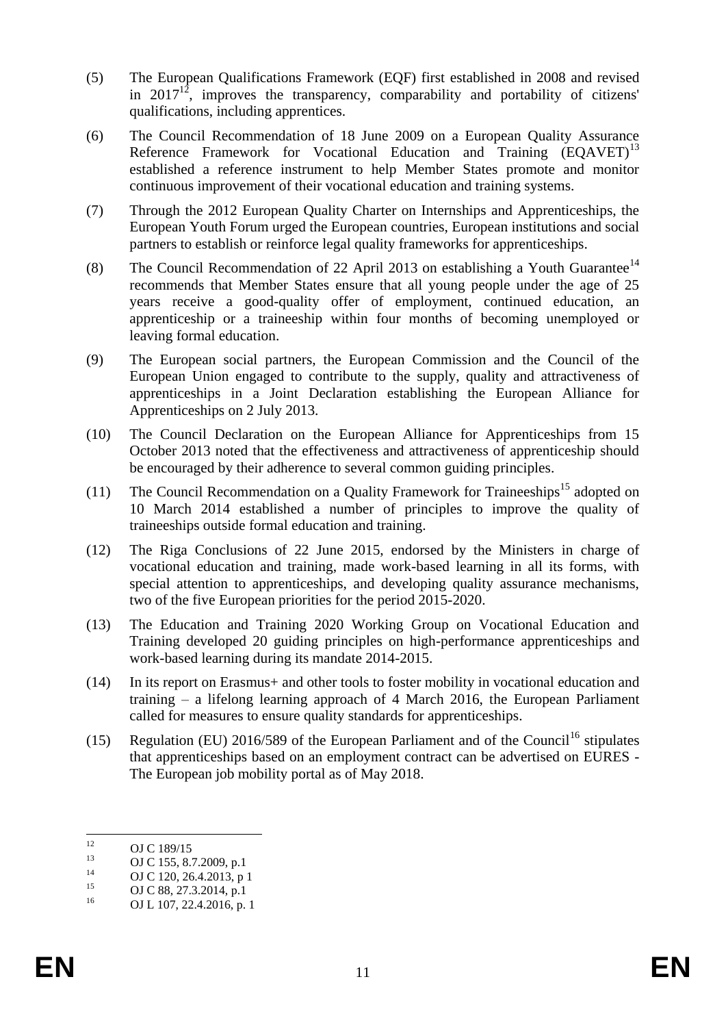(5) The European Qualifications Framework (EQF) first established in 2008 and revised in 2017[12], improves the transparency, comparability and portability of citizens' qualifications, including apprentices.

(6) The Council Recommendation of 18 June 2009 on a European Quality Assurance Reference Framework for Vocational Education and Training (EQAVET)[13] established a reference instrument to help Member States promote and monitor continuous improvement of their vocational education and training systems.

(7) Through the 2012 European Quality Charter on Internships and Apprenticeships, the European Youth Forum urged the European countries, European institutions and social partners to establish or reinforce legal quality frameworks for apprenticeships.

(8) The Council Recommendation of 22 April 2013 on establishing a Youth Guarantee[14] recommends that Member States ensure that all young people under the age of 25 years receive a good-quality offer of employment, continued education, an apprenticeship or a traineeship within four months of becoming unemployed or leaving formal education.

(9) The European social partners, the European Commission and the Council of the European Union engaged to contribute to the supply, quality and attractiveness of apprenticeships in a Joint Declaration establishing the European Alliance for Apprenticeships on 2 July 2013.

(10) The Council Declaration on the European Alliance for Apprenticeships from 15 October 2013 noted that the effectiveness and attractiveness of apprenticeship should be encouraged by their adherence to several common guiding principles.

(11) The Council Recommendation on a Quality Framework for Traineeships[15] adopted on 10 March 2014 established a number of principles to improve the quality of traineeships outside formal education and training.

(12) The Riga Conclusions of 22 June 2015, endorsed by the Ministers in charge of vocational education and training, made work-based learning in all its forms, with special attention to apprenticeships, and developing quality assurance mechanisms, two of the five European priorities for the period 2015-2020.

(13) The Education and Training 2020 Working Group on Vocational Education and Training developed 20 guiding principles on high-performance apprenticeships and work-based learning during its mandate 2014-2015.

(14) In its report on Erasmus+ and other tools to foster mobility in vocational education and training – a lifelong learning approach of 4 March 2016, the European Parliament called for measures to ensure quality standards for apprenticeships.

(15) Regulation (EU) 2016/589 of the European Parliament and of the Council[16] stipulates that apprenticeships based on an employment contract can be advertised on EURES - The European job mobility portal as of May 2018.

---

[12] OJ C 189/15

[13] OJ C 155, 8.7.2009, p.1

[14] OJ C 120, 26.4.2013, p 1

[15] OJ C 88, 27.3.2014, p.1

[16] OJ L 107, 22.4.2016, p. 1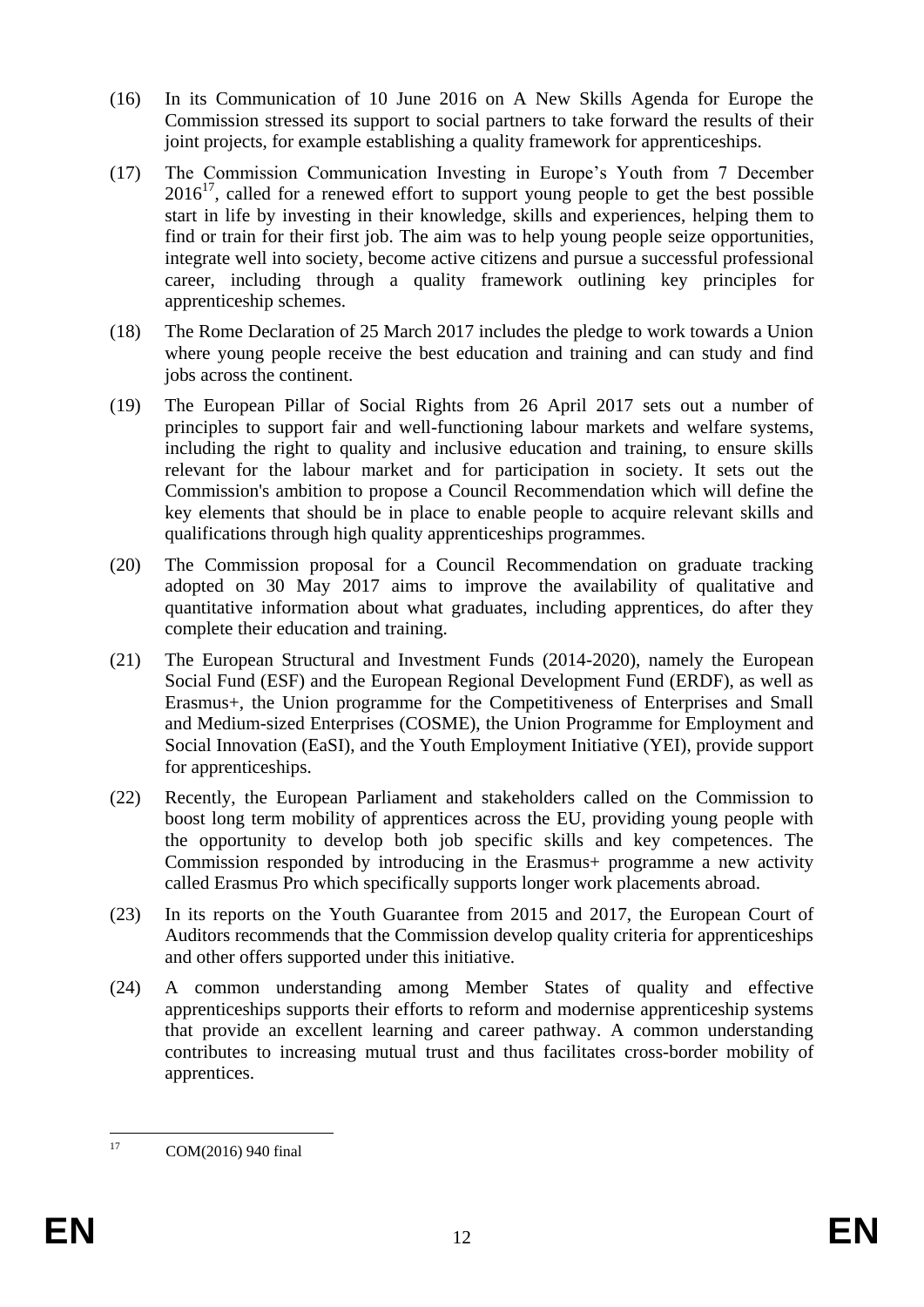(16) In its Communication of 10 June 2016 on A New Skills Agenda for Europe the Commission stressed its support to social partners to take forward the results of their joint projects, for example establishing a quality framework for apprenticeships.

(17) The Commission Communication Investing in Europe's Youth from 7 December 2016[17], called for a renewed effort to support young people to get the best possible start in life by investing in their knowledge, skills and experiences, helping them to find or train for their first job. The aim was to help young people seize opportunities, integrate well into society, become active citizens and pursue a successful professional career, including through a quality framework outlining key principles for apprenticeship schemes.

(18) The Rome Declaration of 25 March 2017 includes the pledge to work towards a Union where young people receive the best education and training and can study and find jobs across the continent.

(19) The European Pillar of Social Rights from 26 April 2017 sets out a number of principles to support fair and well-functioning labour markets and welfare systems, including the right to quality and inclusive education and training, to ensure skills relevant for the labour market and for participation in society. It sets out the Commission's ambition to propose a Council Recommendation which will define the key elements that should be in place to enable people to acquire relevant skills and qualifications through high quality apprenticeships programmes.

(20) The Commission proposal for a Council Recommendation on graduate tracking adopted on 30 May 2017 aims to improve the availability of qualitative and quantitative information about what graduates, including apprentices, do after they complete their education and training.

(21) The European Structural and Investment Funds (2014-2020), namely the European Social Fund (ESF) and the European Regional Development Fund (ERDF), as well as Erasmus+, the Union programme for the Competitiveness of Enterprises and Small and Medium-sized Enterprises (COSME), the Union Programme for Employment and Social Innovation (EaSI), and the Youth Employment Initiative (YEI), provide support for apprenticeships.

(22) Recently, the European Parliament and stakeholders called on the Commission to boost long term mobility of apprentices across the EU, providing young people with the opportunity to develop both job specific skills and key competences. The Commission responded by introducing in the Erasmus+ programme a new activity called Erasmus Pro which specifically supports longer work placements abroad.

(23) In its reports on the Youth Guarantee from 2015 and 2017, the European Court of Auditors recommends that the Commission develop quality criteria for apprenticeships and other offers supported under this initiative.

(24) A common understanding among Member States of quality and effective apprenticeships supports their efforts to reform and modernise apprenticeship systems that provide an excellent learning and career pathway. A common understanding contributes to increasing mutual trust and thus facilitates cross-border mobility of apprentices.

---

[17] COM(2016) 940 final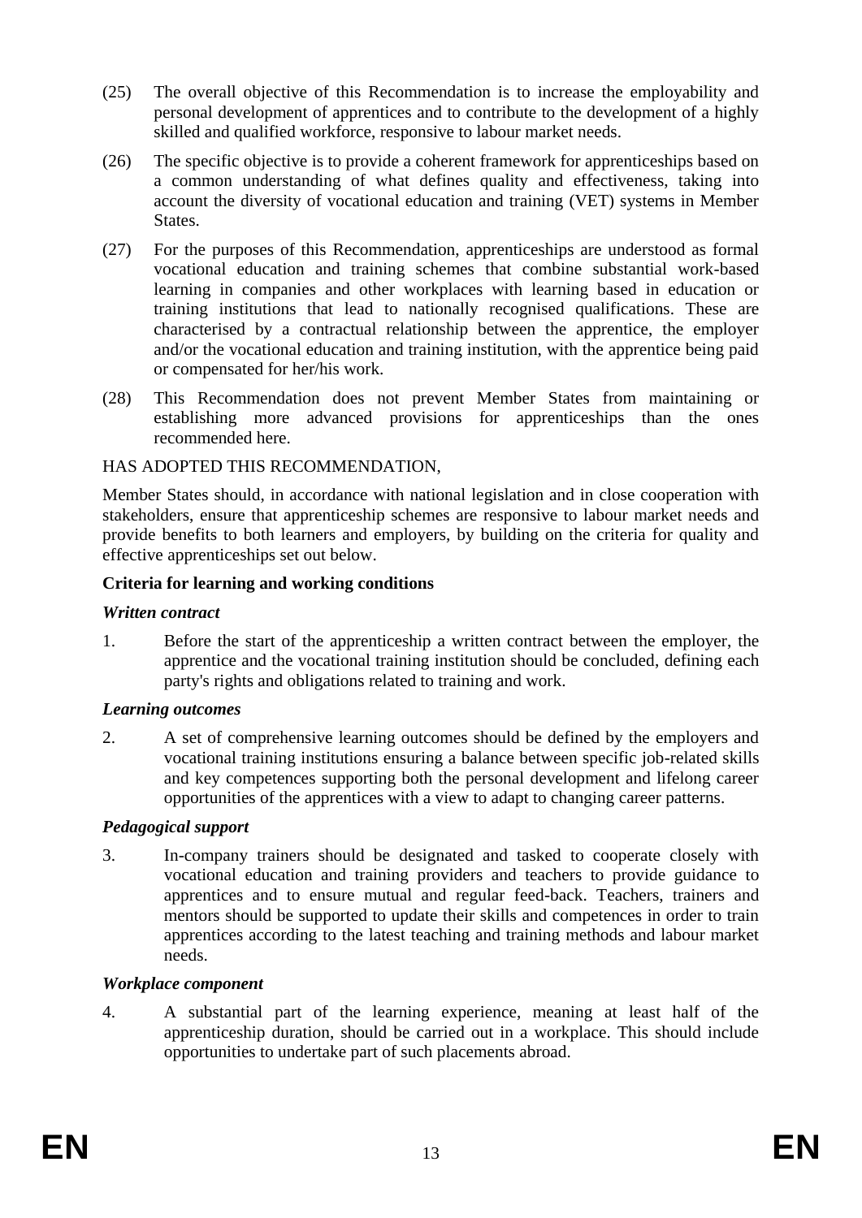(25) The overall objective of this Recommendation is to increase the employability and personal development of apprentices and to contribute to the development of a highly skilled and qualified workforce, responsive to labour market needs.

(26) The specific objective is to provide a coherent framework for apprenticeships based on a common understanding of what defines quality and effectiveness, taking into account the diversity of vocational education and training (VET) systems in Member States.

(27) For the purposes of this Recommendation, apprenticeships are understood as formal vocational education and training schemes that combine substantial work-based learning in companies and other workplaces with learning based in education or training institutions that lead to nationally recognised qualifications. These are characterised by a contractual relationship between the apprentice, the employer and/or the vocational education and training institution, with the apprentice being paid or compensated for her/his work.

(28) This Recommendation does not prevent Member States from maintaining or establishing more advanced provisions for apprenticeships than the ones recommended here.

HAS ADOPTED THIS RECOMMENDATION,

Member States should, in accordance with national legislation and in close cooperation with stakeholders, ensure that apprenticeship schemes are responsive to labour market needs and provide benefits to both learners and employers, by building on the criteria for quality and effective apprenticeships set out below.

**Criteria for learning and working conditions**

***Written contract***

1. Before the start of the apprenticeship a written contract between the employer, the apprentice and the vocational training institution should be concluded, defining each party's rights and obligations related to training and work.

***Learning outcomes***

2. A set of comprehensive learning outcomes should be defined by the employers and vocational training institutions ensuring a balance between specific job-related skills and key competences supporting both the personal development and lifelong career opportunities of the apprentices with a view to adapt to changing career patterns.

***Pedagogical support***

3. In-company trainers should be designated and tasked to cooperate closely with vocational education and training providers and teachers to provide guidance to apprentices and to ensure mutual and regular feed-back. Teachers, trainers and mentors should be supported to update their skills and competences in order to train apprentices according to the latest teaching and training methods and labour market needs.

***Workplace component***

4. A substantial part of the learning experience, meaning at least half of the apprenticeship duration, should be carried out in a workplace. This should include opportunities to undertake part of such placements abroad.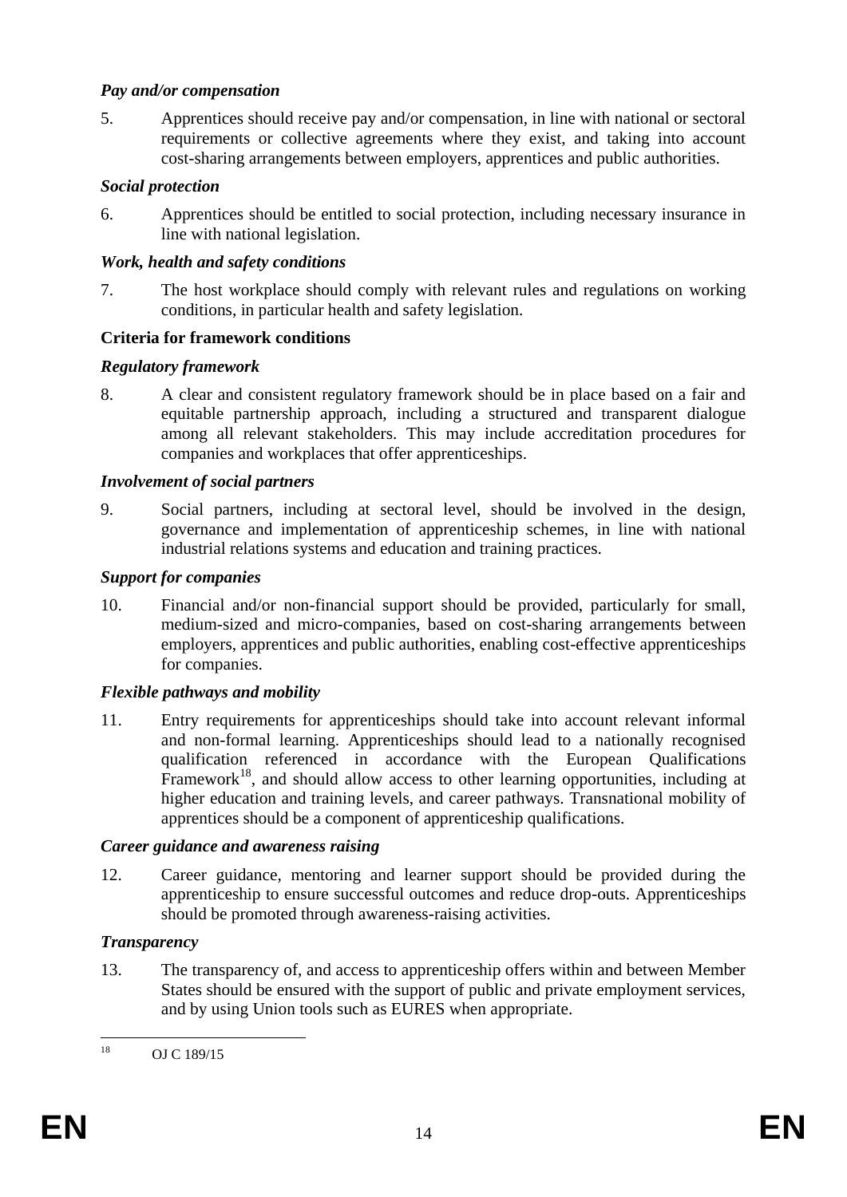### *Pay and/or compensation*

5. Apprentices should receive pay and/or compensation, in line with national or sectoral requirements or collective agreements where they exist, and taking into account cost-sharing arrangements between employers, apprentices and public authorities.

### *Social protection*

6. Apprentices should be entitled to social protection, including necessary insurance in line with national legislation.

### *Work, health and safety conditions*

7. The host workplace should comply with relevant rules and regulations on working conditions, in particular health and safety legislation.

## **Criteria for framework conditions**

### *Regulatory framework*

8. A clear and consistent regulatory framework should be in place based on a fair and equitable partnership approach, including a structured and transparent dialogue among all relevant stakeholders. This may include accreditation procedures for companies and workplaces that offer apprenticeships.

### *Involvement of social partners*

9. Social partners, including at sectoral level, should be involved in the design, governance and implementation of apprenticeship schemes, in line with national industrial relations systems and education and training practices.

### *Support for companies*

10. Financial and/or non-financial support should be provided, particularly for small, medium-sized and micro-companies, based on cost-sharing arrangements between employers, apprentices and public authorities, enabling cost-effective apprenticeships for companies.

### *Flexible pathways and mobility*

11. Entry requirements for apprenticeships should take into account relevant informal and non-formal learning. Apprenticeships should lead to a nationally recognised qualification referenced in accordance with the European Qualifications Framework[18], and should allow access to other learning opportunities, including at higher education and training levels, and career pathways. Transnational mobility of apprentices should be a component of apprenticeship qualifications.

### *Career guidance and awareness raising*

12. Career guidance, mentoring and learner support should be provided during the apprenticeship to ensure successful outcomes and reduce drop-outs. Apprenticeships should be promoted through awareness-raising activities.

### *Transparency*

13. The transparency of, and access to apprenticeship offers within and between Member States should be ensured with the support of public and private employment services, and by using Union tools such as EURES when appropriate.

---

[18] OJ C 189/15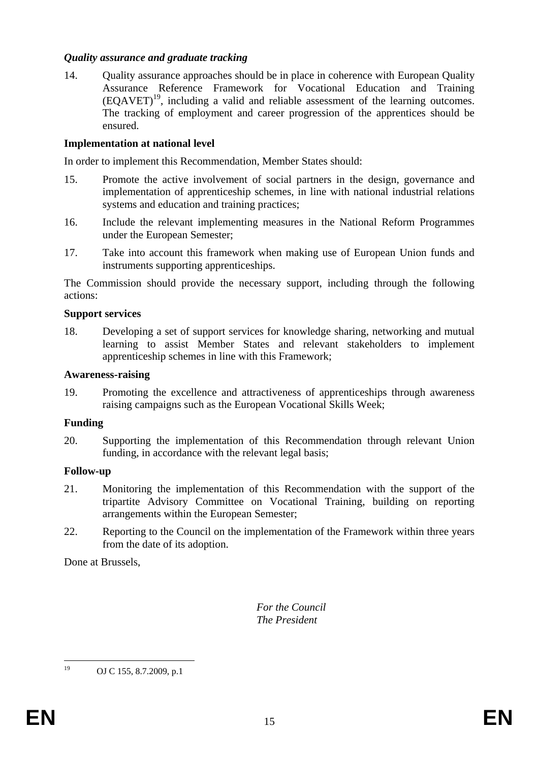*Quality assurance and graduate tracking*

14. Quality assurance approaches should be in place in coherence with European Quality Assurance Reference Framework for Vocational Education and Training (EQAVET)[19], including a valid and reliable assessment of the learning outcomes. The tracking of employment and career progression of the apprentices should be ensured.

**Implementation at national level**

In order to implement this Recommendation, Member States should:

15. Promote the active involvement of social partners in the design, governance and implementation of apprenticeship schemes, in line with national industrial relations systems and education and training practices;

16. Include the relevant implementing measures in the National Reform Programmes under the European Semester;

17. Take into account this framework when making use of European Union funds and instruments supporting apprenticeships.

The Commission should provide the necessary support, including through the following actions:

**Support services**

18. Developing a set of support services for knowledge sharing, networking and mutual learning to assist Member States and relevant stakeholders to implement apprenticeship schemes in line with this Framework;

**Awareness-raising**

19. Promoting the excellence and attractiveness of apprenticeships through awareness raising campaigns such as the European Vocational Skills Week;

**Funding**

20. Supporting the implementation of this Recommendation through relevant Union funding, in accordance with the relevant legal basis;

**Follow-up**

21. Monitoring the implementation of this Recommendation with the support of the tripartite Advisory Committee on Vocational Training, building on reporting arrangements within the European Semester;

22. Reporting to the Council on the implementation of the Framework within three years from the date of its adoption.

Done at Brussels,

*For the Council*
*The President*

---

[19] OJ C 155, 8.7.2009, p.1